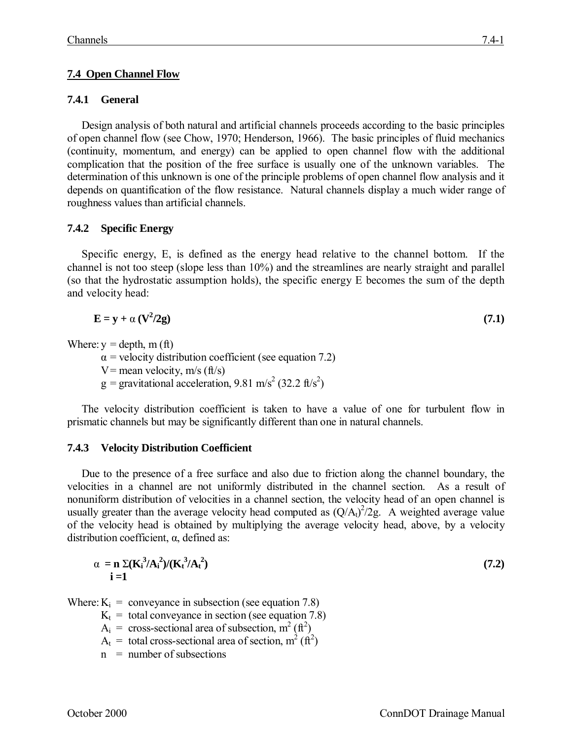## 7.4 Open Channel Flow

### 7.4.1 General

Design analysis of both natural and artificial channels proceeds according to the basic principles of open channel flow (see Chow, 1970; Henderson, 1966). The basic principles of fluid mechanics (continuity, momentum, and energy) can be applied to open channel flow with the additional complication that the position of the free surface is usually one of the unknown variables. The determination of this unknown is one of the principle problems of open channel flow analysis and it depends on quantification of the flow resistance. Natural channels display a much wider range of roughness values than artificial channels.

### 7.4.2 Specific Energy

Specific energy, E, is defined as the energy head relative to the channel bottom. If the channel is not too steep (slope less than 10%) and the streamlines are nearly straight and parallel (so that the hydrostatic assumption holds), the specific energy E becomes the sum of the depth and velocity head:

$$\mathbf{E = y + \alpha\,(V^2/2g)} \qquad \textbf{(7.1)}$$

Where: $y$ = depth, m (ft)
$\alpha$ = velocity distribution coefficient (see equation 7.2)
$V$ = mean velocity, m/s (ft/s)
$g$ = gravitational acceleration, 9.81 $m/s^2$ (32.2 $ft/s^2$)

The velocity distribution coefficient is taken to have a value of one for turbulent flow in prismatic channels but may be significantly different than one in natural channels.

### 7.4.3 Velocity Distribution Coefficient

Due to the presence of a free surface and also due to friction along the channel boundary, the velocities in a channel are not uniformly distributed in the channel section. As a result of nonuniform distribution of velocities in a channel section, the velocity head of an open channel is usually greater than the average velocity head computed as $(Q/A_t)^2/2g$. A weighted average value of the velocity head is obtained by multiplying the average velocity head, above, by a velocity distribution coefficient, $\alpha$, defined as:

$$\boldsymbol{\alpha = \sum_{i=1}^{n}(K_i^3/A_i^2)/(K_t^3/A_t^2)} \qquad \textbf{(7.2)}$$

Where: $K_i$ = conveyance in subsection (see equation 7.8)
$K_t$ = total conveyance in section (see equation 7.8)
$A_i$ = cross-sectional area of subsection, $m^2$ ($ft^2$)
$A_t$ = total cross-sectional area of section, $m^2$ ($ft^2$)
$n$ = number of subsections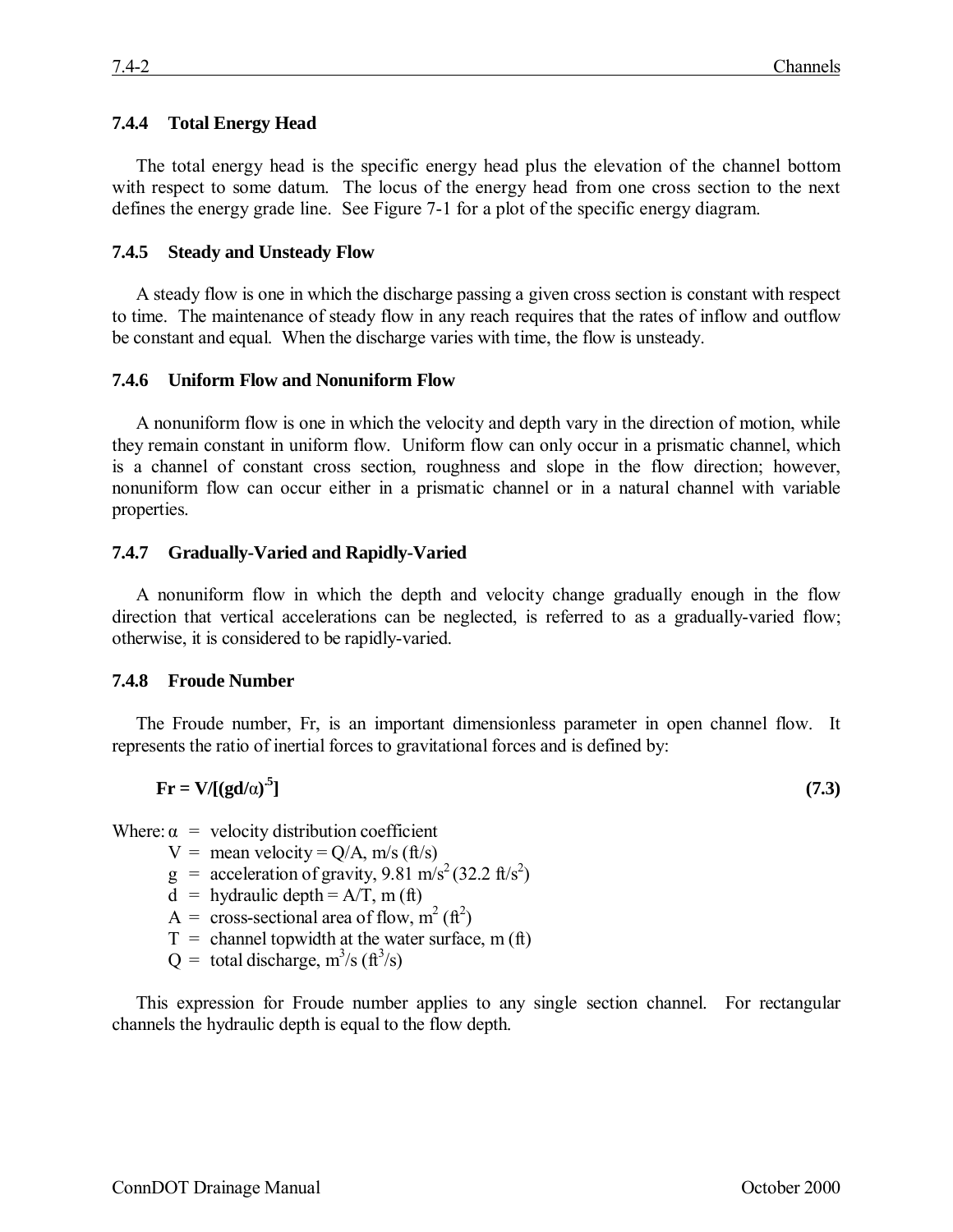### 7.4.4 Total Energy Head

The total energy head is the specific energy head plus the elevation of the channel bottom with respect to some datum. The locus of the energy head from one cross section to the next defines the energy grade line. See Figure 7-1 for a plot of the specific energy diagram.

### 7.4.5 Steady and Unsteady Flow

A steady flow is one in which the discharge passing a given cross section is constant with respect to time. The maintenance of steady flow in any reach requires that the rates of inflow and outflow be constant and equal. When the discharge varies with time, the flow is unsteady.

### 7.4.6 Uniform Flow and Nonuniform Flow

A nonuniform flow is one in which the velocity and depth vary in the direction of motion, while they remain constant in uniform flow. Uniform flow can only occur in a prismatic channel, which is a channel of constant cross section, roughness and slope in the flow direction; however, nonuniform flow can occur either in a prismatic channel or in a natural channel with variable properties.

### 7.4.7 Gradually-Varied and Rapidly-Varied

A nonuniform flow in which the depth and velocity change gradually enough in the flow direction that vertical accelerations can be neglected, is referred to as a gradually-varied flow; otherwise, it is considered to be rapidly-varied.

### 7.4.8 Froude Number

The Froude number, Fr, is an important dimensionless parameter in open channel flow. It represents the ratio of inertial forces to gravitational forces and is defined by:

$$\mathbf{Fr = V/[(gd/\alpha)^{.5}]} \tag{7.3}$$

Where:
- $\alpha$ = velocity distribution coefficient
- $V$ = mean velocity = $Q/A$, m/s (ft/s)
- $g$ = acceleration of gravity, 9.81 $m/s^2$ (32.2 $ft/s^2$)
- $d$ = hydraulic depth = $A/T$, m (ft)
- $A$ = cross-sectional area of flow, $m^2$ ($ft^2$)
- $T$ = channel topwidth at the water surface, m (ft)
- $Q$ = total discharge, $m^3/s$ ($ft^3/s$)

This expression for Froude number applies to any single section channel. For rectangular channels the hydraulic depth is equal to the flow depth.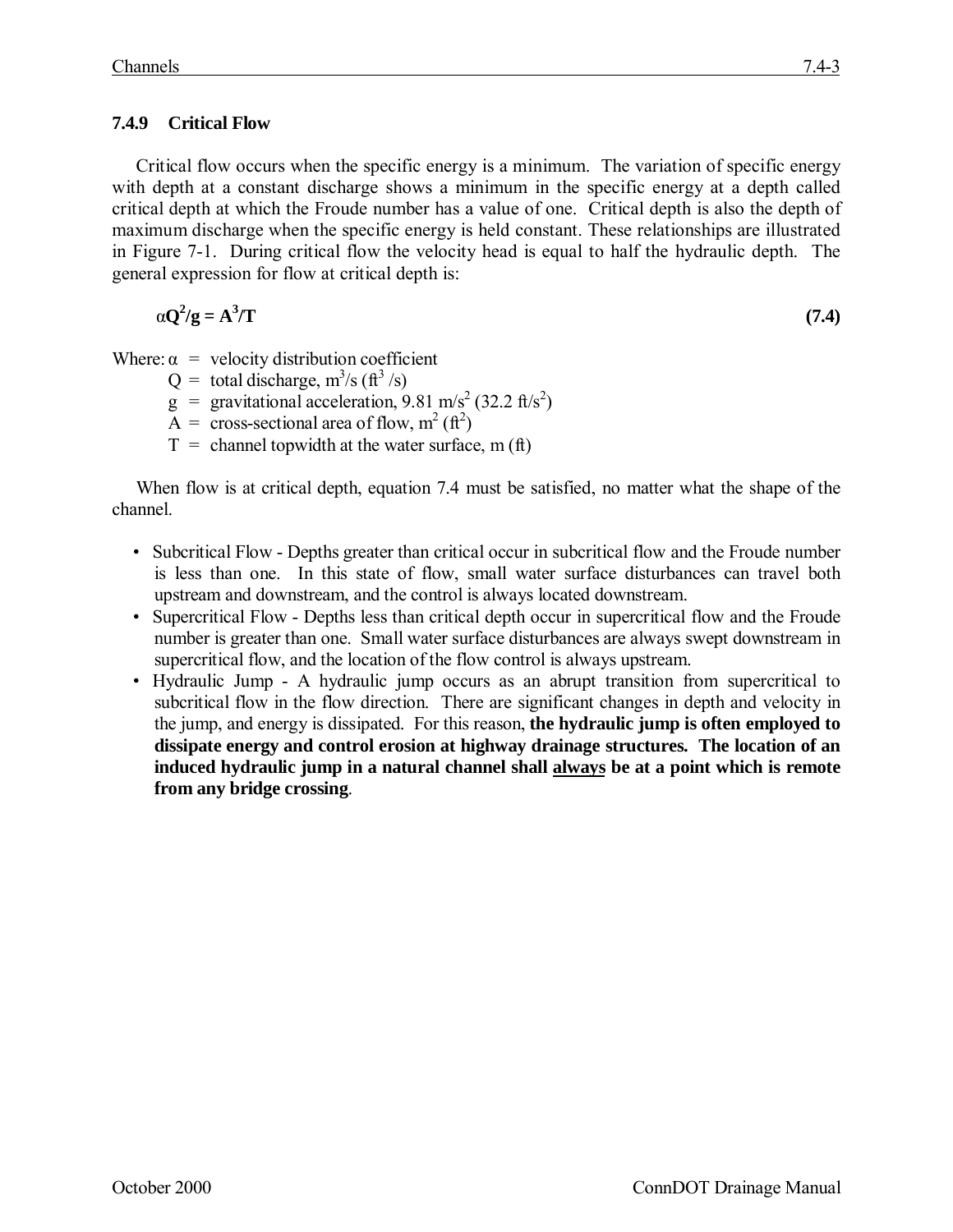### 7.4.9 Critical Flow

Critical flow occurs when the specific energy is a minimum. The variation of specific energy with depth at a constant discharge shows a minimum in the specific energy at a depth called critical depth at which the Froude number has a value of one. Critical depth is also the depth of maximum discharge when the specific energy is held constant. These relationships are illustrated in Figure 7-1. During critical flow the velocity head is equal to half the hydraulic depth. The general expression for flow at critical depth is:

$$\alpha Q^2/g = A^3/T \tag{7.4}$$

Where:
- $\alpha$ = velocity distribution coefficient
- $Q$ = total discharge, $m^3/s$ ($ft^3/s$)
- $g$ = gravitational acceleration, 9.81 $m/s^2$ (32.2 $ft/s^2$)
- $A$ = cross-sectional area of flow, $m^2$ ($ft^2$)
- $T$ = channel topwidth at the water surface, m (ft)

When flow is at critical depth, equation 7.4 must be satisfied, no matter what the shape of the channel.

- Subcritical Flow - Depths greater than critical occur in subcritical flow and the Froude number is less than one. In this state of flow, small water surface disturbances can travel both upstream and downstream, and the control is always located downstream.
- Supercritical Flow - Depths less than critical depth occur in supercritical flow and the Froude number is greater than one. Small water surface disturbances are always swept downstream in supercritical flow, and the location of the flow control is always upstream.
- Hydraulic Jump - A hydraulic jump occurs as an abrupt transition from supercritical to subcritical flow in the flow direction. There are significant changes in depth and velocity in the jump, and energy is dissipated. For this reason, **the hydraulic jump is often employed to dissipate energy and control erosion at highway drainage structures. The location of an induced hydraulic jump in a natural channel shall <u>always</u> be at a point which is remote from any bridge crossing**.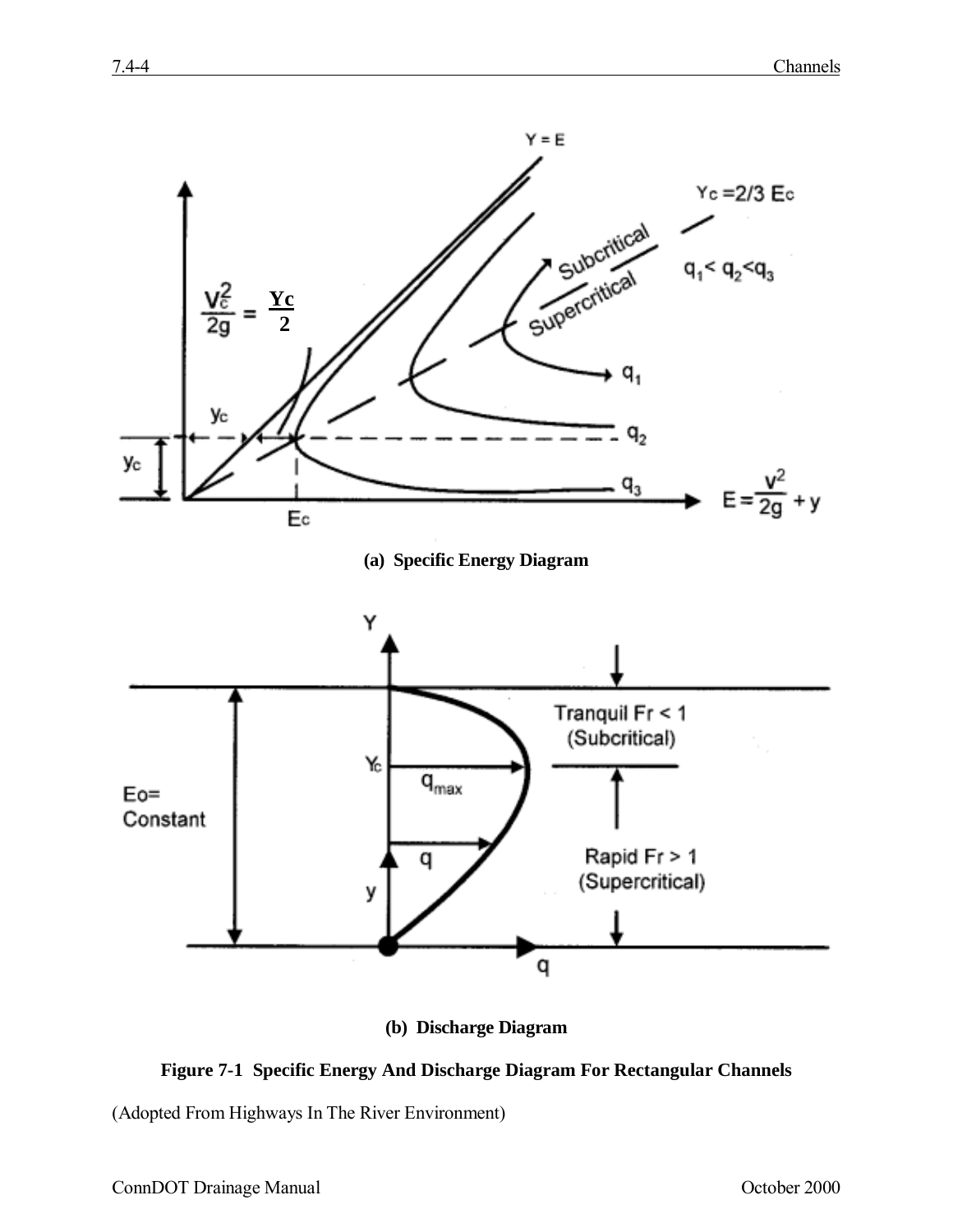(a) Specific Energy Diagram

(b) Discharge Diagram

**Figure 7-1 Specific Energy And Discharge Diagram For Rectangular Channels**

(Adopted From Highways In The River Environment)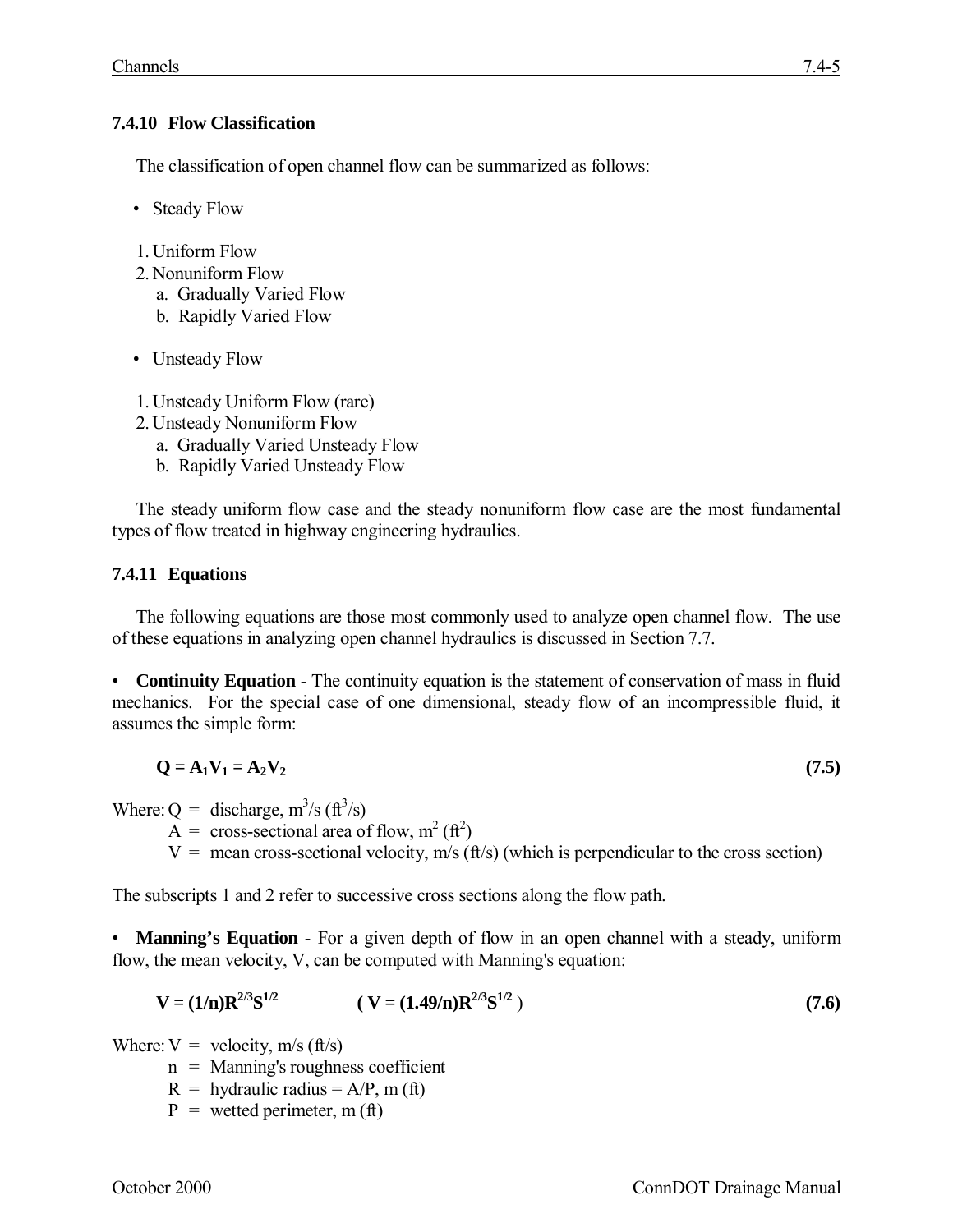### 7.4.10 Flow Classification

The classification of open channel flow can be summarized as follows:

- Steady Flow

1. Uniform Flow
2. Nonuniform Flow
   a. Gradually Varied Flow
   b. Rapidly Varied Flow

- Unsteady Flow

1. Unsteady Uniform Flow (rare)
2. Unsteady Nonuniform Flow
   a. Gradually Varied Unsteady Flow
   b. Rapidly Varied Unsteady Flow

The steady uniform flow case and the steady nonuniform flow case are the most fundamental types of flow treated in highway engineering hydraulics.

### 7.4.11 Equations

The following equations are those most commonly used to analyze open channel flow. The use of these equations in analyzing open channel hydraulics is discussed in Section 7.7.

- **Continuity Equation** - The continuity equation is the statement of conservation of mass in fluid mechanics. For the special case of one dimensional, steady flow of an incompressible fluid, it assumes the simple form:

$$\mathbf{Q = A_1V_1 = A_2V_2} \qquad \textbf{(7.5)}$$

Where: Q = discharge, $m^3/s$ ($ft^3/s$)
A = cross-sectional area of flow, $m^2$ ($ft^2$)
V = mean cross-sectional velocity, m/s (ft/s) (which is perpendicular to the cross section)

The subscripts 1 and 2 refer to successive cross sections along the flow path.

- **Manning's Equation** - For a given depth of flow in an open channel with a steady, uniform flow, the mean velocity, V, can be computed with Manning's equation:

$$\mathbf{V = (1/n)R^{2/3}S^{1/2}} \qquad (\mathbf{V = (1.49/n)R^{2/3}S^{1/2}}) \qquad \textbf{(7.6)}$$

Where: V = velocity, m/s (ft/s)
n = Manning's roughness coefficient
R = hydraulic radius = A/P, m (ft)
P = wetted perimeter, m (ft)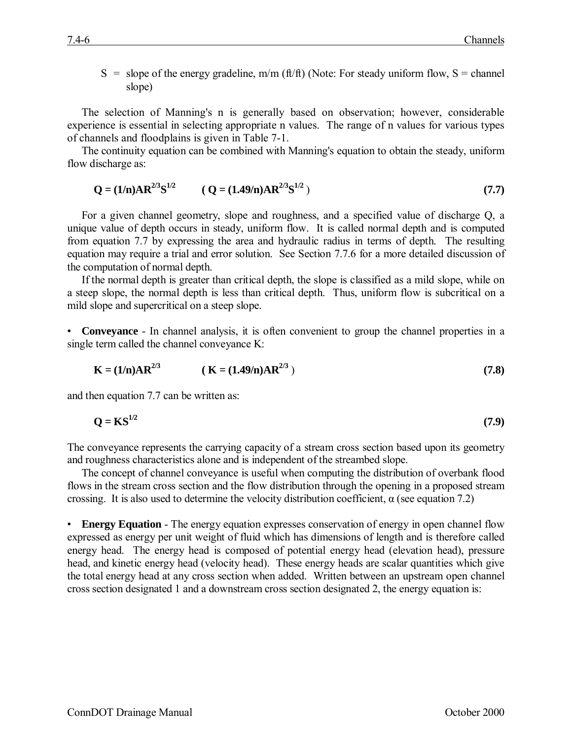S = slope of the energy gradeline, m/m (ft/ft) (Note: For steady uniform flow, S = channel slope)

The selection of Manning's n is generally based on observation; however, considerable experience is essential in selecting appropriate n values. The range of n values for various types of channels and floodplains is given in Table 7-1.

The continuity equation can be combined with Manning's equation to obtain the steady, uniform flow discharge as:

$$\mathbf{Q = (1/n)AR^{2/3}S^{1/2}} \qquad ( \mathbf{Q = (1.49/n)AR^{2/3}S^{1/2}} ) \tag{7.7}$$

For a given channel geometry, slope and roughness, and a specified value of discharge Q, a unique value of depth occurs in steady, uniform flow. It is called normal depth and is computed from equation 7.7 by expressing the area and hydraulic radius in terms of depth. The resulting equation may require a trial and error solution. See Section 7.7.6 for a more detailed discussion of the computation of normal depth.

If the normal depth is greater than critical depth, the slope is classified as a mild slope, while on a steep slope, the normal depth is less than critical depth. Thus, uniform flow is subcritical on a mild slope and supercritical on a steep slope.

- **Conveyance** - In channel analysis, it is often convenient to group the channel properties in a single term called the channel conveyance K:

$$\mathbf{K = (1/n)AR^{2/3}} \qquad ( \mathbf{K = (1.49/n)AR^{2/3}} ) \tag{7.8}$$

and then equation 7.7 can be written as:

$$\mathbf{Q = KS^{1/2}} \tag{7.9}$$

The conveyance represents the carrying capacity of a stream cross section based upon its geometry and roughness characteristics alone and is independent of the streambed slope.

The concept of channel conveyance is useful when computing the distribution of overbank flood flows in the stream cross section and the flow distribution through the opening in a proposed stream crossing. It is also used to determine the velocity distribution coefficient, $\alpha$ (see equation 7.2)

- **Energy Equation** - The energy equation expresses conservation of energy in open channel flow expressed as energy per unit weight of fluid which has dimensions of length and is therefore called energy head. The energy head is composed of potential energy head (elevation head), pressure head, and kinetic energy head (velocity head). These energy heads are scalar quantities which give the total energy head at any cross section when added. Written between an upstream open channel cross section designated 1 and a downstream cross section designated 2, the energy equation is: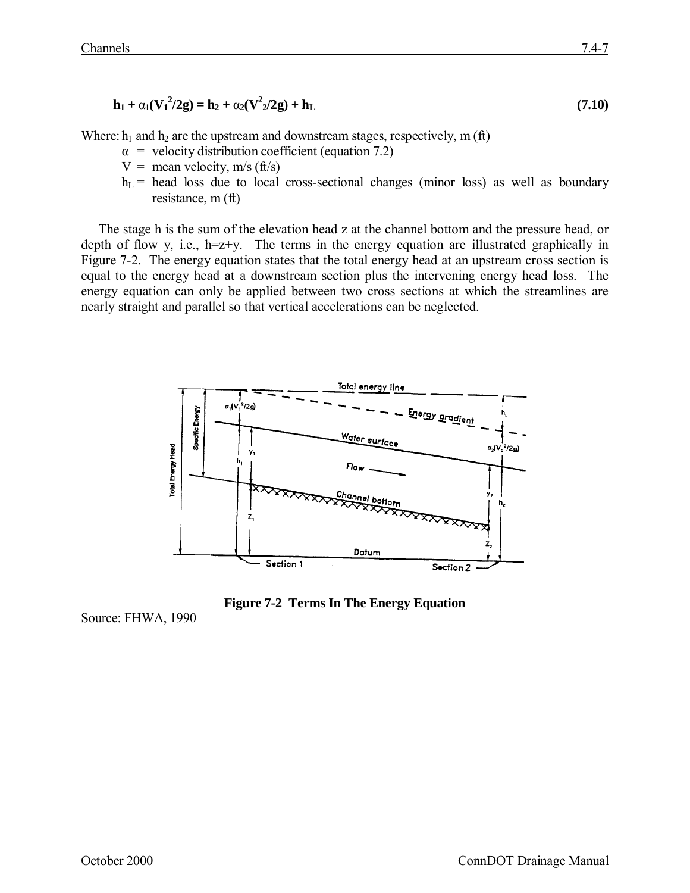$$h_1 + \alpha_1(V_1^2/2g) = h_2 + \alpha_2(V_2^2/2g) + h_L \qquad \textbf{(7.10)}$$

Where: $h_1$ and $h_2$ are the upstream and downstream stages, respectively, m (ft)

- $\alpha$ = velocity distribution coefficient (equation 7.2)
- $V$ = mean velocity, m/s (ft/s)
- $h_L$ = head loss due to local cross-sectional changes (minor loss) as well as boundary resistance, m (ft)

The stage h is the sum of the elevation head z at the channel bottom and the pressure head, or depth of flow y, i.e., h=z+y. The terms in the energy equation are illustrated graphically in Figure 7-2. The energy equation states that the total energy head at an upstream cross section is equal to the energy head at a downstream section plus the intervening energy head loss. The energy equation can only be applied between two cross sections at which the streamlines are nearly straight and parallel so that vertical accelerations can be neglected.

**Figure 7-2 Terms In The Energy Equation**

Source: FHWA, 1990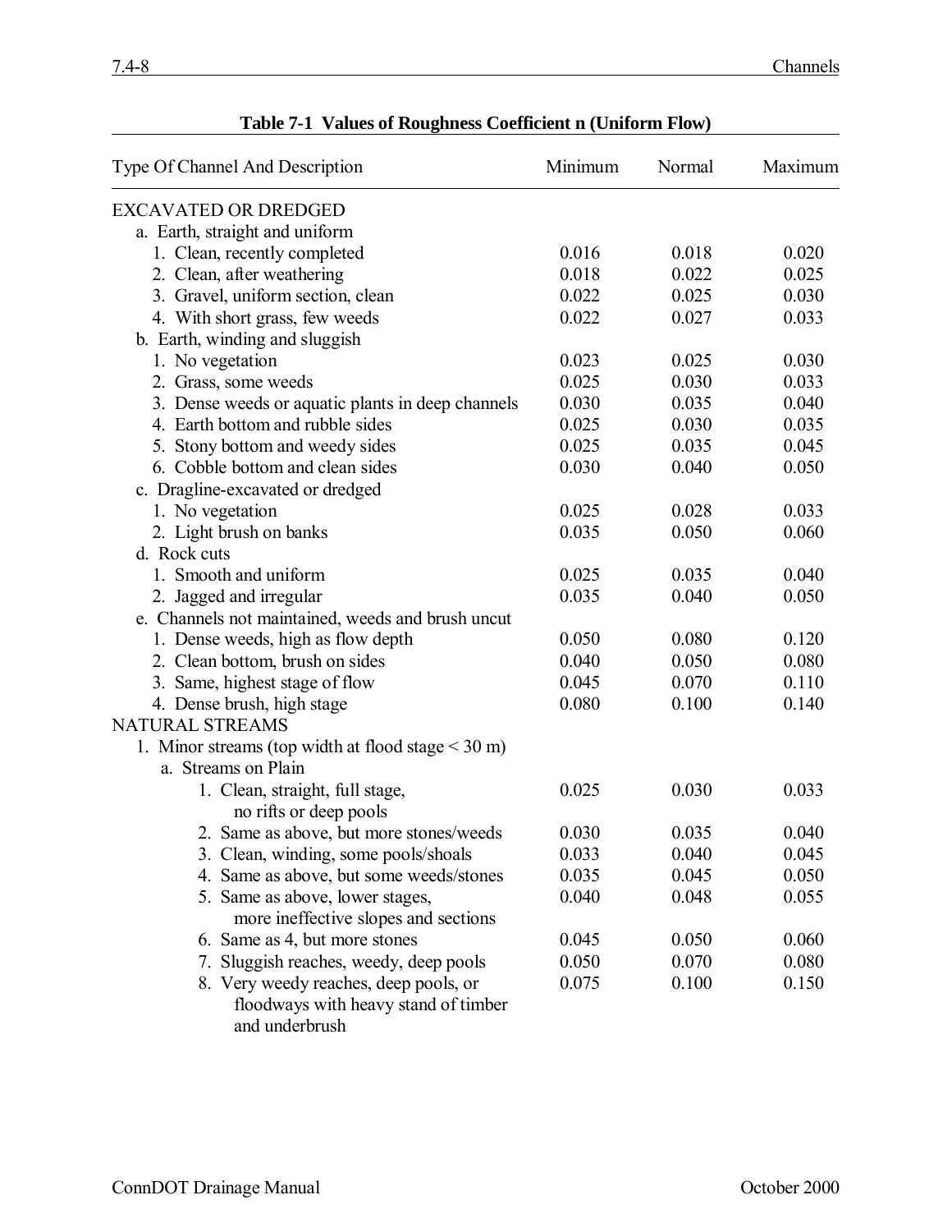**Table 7-1 Values of Roughness Coefficient n (Uniform Flow)**

| Type Of Channel And Description | Minimum | Normal | Maximum |
|---|---|---|---|
| EXCAVATED OR DREDGED | | | |
| a. Earth, straight and uniform | | | |
| 1. Clean, recently completed | 0.016 | 0.018 | 0.020 |
| 2. Clean, after weathering | 0.018 | 0.022 | 0.025 |
| 3. Gravel, uniform section, clean | 0.022 | 0.025 | 0.030 |
| 4. With short grass, few weeds | 0.022 | 0.027 | 0.033 |
| b. Earth, winding and sluggish | | | |
| 1. No vegetation | 0.023 | 0.025 | 0.030 |
| 2. Grass, some weeds | 0.025 | 0.030 | 0.033 |
| 3. Dense weeds or aquatic plants in deep channels | 0.030 | 0.035 | 0.040 |
| 4. Earth bottom and rubble sides | 0.025 | 0.030 | 0.035 |
| 5. Stony bottom and weedy sides | 0.025 | 0.035 | 0.045 |
| 6. Cobble bottom and clean sides | 0.030 | 0.040 | 0.050 |
| c. Dragline-excavated or dredged | | | |
| 1. No vegetation | 0.025 | 0.028 | 0.033 |
| 2. Light brush on banks | 0.035 | 0.050 | 0.060 |
| d. Rock cuts | | | |
| 1. Smooth and uniform | 0.025 | 0.035 | 0.040 |
| 2. Jagged and irregular | 0.035 | 0.040 | 0.050 |
| e. Channels not maintained, weeds and brush uncut | | | |
| 1. Dense weeds, high as flow depth | 0.050 | 0.080 | 0.120 |
| 2. Clean bottom, brush on sides | 0.040 | 0.050 | 0.080 |
| 3. Same, highest stage of flow | 0.045 | 0.070 | 0.110 |
| 4. Dense brush, high stage | 0.080 | 0.100 | 0.140 |
| NATURAL STREAMS | | | |
| 1. Minor streams (top width at flood stage < 30 m) | | | |
| a. Streams on Plain | | | |
| 1. Clean, straight, full stage, no rifts or deep pools | 0.025 | 0.030 | 0.033 |
| 2. Same as above, but more stones/weeds | 0.030 | 0.035 | 0.040 |
| 3. Clean, winding, some pools/shoals | 0.033 | 0.040 | 0.045 |
| 4. Same as above, but some weeds/stones | 0.035 | 0.045 | 0.050 |
| 5. Same as above, lower stages, more ineffective slopes and sections | 0.040 | 0.048 | 0.055 |
| 6. Same as 4, but more stones | 0.045 | 0.050 | 0.060 |
| 7. Sluggish reaches, weedy, deep pools | 0.050 | 0.070 | 0.080 |
| 8. Very weedy reaches, deep pools, or floodways with heavy stand of timber and underbrush | 0.075 | 0.100 | 0.150 |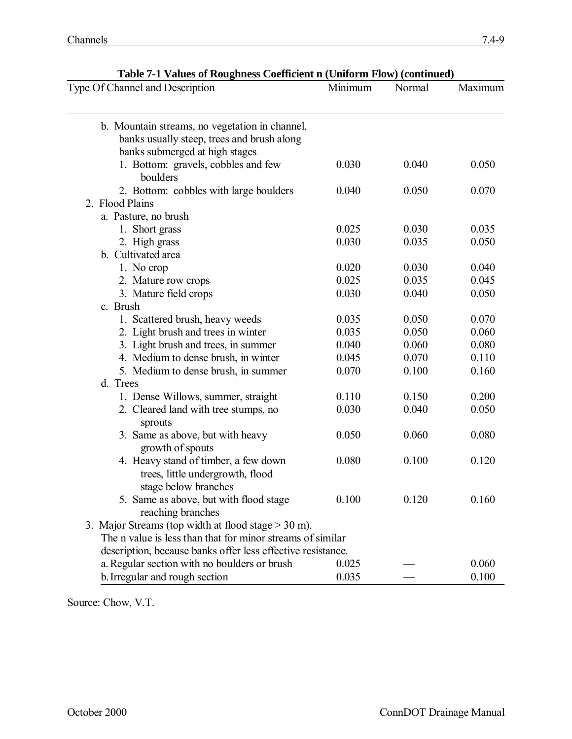**Table 7-1 Values of Roughness Coefficient n (Uniform Flow) (continued)**

| Type Of Channel and Description | Minimum | Normal | Maximum |
|---|---|---|---|
| b. Mountain streams, no vegetation in channel, banks usually steep, trees and brush along banks submerged at high stages | | | |
| 1. Bottom: gravels, cobbles and few boulders | 0.030 | 0.040 | 0.050 |
| 2. Bottom: cobbles with large boulders | 0.040 | 0.050 | 0.070 |
| 2. Flood Plains | | | |
| a. Pasture, no brush | | | |
| 1. Short grass | 0.025 | 0.030 | 0.035 |
| 2. High grass | 0.030 | 0.035 | 0.050 |
| b. Cultivated area | | | |
| 1. No crop | 0.020 | 0.030 | 0.040 |
| 2. Mature row crops | 0.025 | 0.035 | 0.045 |
| 3. Mature field crops | 0.030 | 0.040 | 0.050 |
| c. Brush | | | |
| 1. Scattered brush, heavy weeds | 0.035 | 0.050 | 0.070 |
| 2. Light brush and trees in winter | 0.035 | 0.050 | 0.060 |
| 3. Light brush and trees, in summer | 0.040 | 0.060 | 0.080 |
| 4. Medium to dense brush, in winter | 0.045 | 0.070 | 0.110 |
| 5. Medium to dense brush, in summer | 0.070 | 0.100 | 0.160 |
| d. Trees | | | |
| 1. Dense Willows, summer, straight | 0.110 | 0.150 | 0.200 |
| 2. Cleared land with tree stumps, no sprouts | 0.030 | 0.040 | 0.050 |
| 3. Same as above, but with heavy growth of spouts | 0.050 | 0.060 | 0.080 |
| 4. Heavy stand of timber, a few down trees, little undergrowth, flood stage below branches | 0.080 | 0.100 | 0.120 |
| 5. Same as above, but with flood stage reaching branches | 0.100 | 0.120 | 0.160 |
| 3. Major Streams (top width at flood stage > 30 m). The n value is less than that for minor streams of similar description, because banks offer less effective resistance. | | | |
| a. Regular section with no boulders or brush | 0.025 | — | 0.060 |
| b. Irregular and rough section | 0.035 | — | 0.100 |

Source: Chow, V.T.